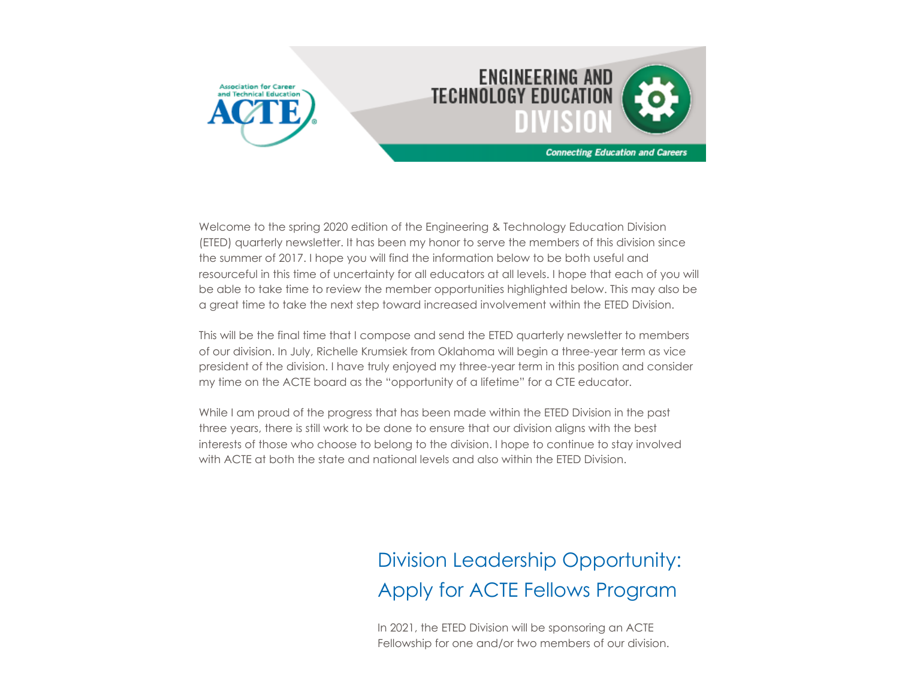Association for Career and Technical Education ACTE

# ENGINEERING AND TECHNOLOGY EDUCATION DIVISION

*Connecting Education and Careers*

Welcome to the spring 2020 edition of the Engineering & Technology Education Division (ETED) quarterly newsletter. It has been my honor to serve the members of this division since the summer of 2017. I hope you will find the information below to be both useful and resourceful in this time of uncertainty for all educators at all levels. I hope that each of you will be able to take time to review the member opportunities highlighted below. This may also be a great time to take the next step toward increased involvement within the ETED Division.

This will be the final time that I compose and send the ETED quarterly newsletter to members of our division. In July, Richelle Krumsiek from Oklahoma will begin a three-year term as vice president of the division. I have truly enjoyed my three-year term in this position and consider my time on the ACTE board as the "opportunity of a lifetime" for a CTE educator.

While I am proud of the progress that has been made within the ETED Division in the past three years, there is still work to be done to ensure that our division aligns with the best interests of those who choose to belong to the division. I hope to continue to stay involved with ACTE at both the state and national levels and also within the ETED Division.

## Division Leadership Opportunity: Apply for ACTE Fellows Program

In 2021, the ETED Division will be sponsoring an ACTE Fellowship for one and/or two members of our division.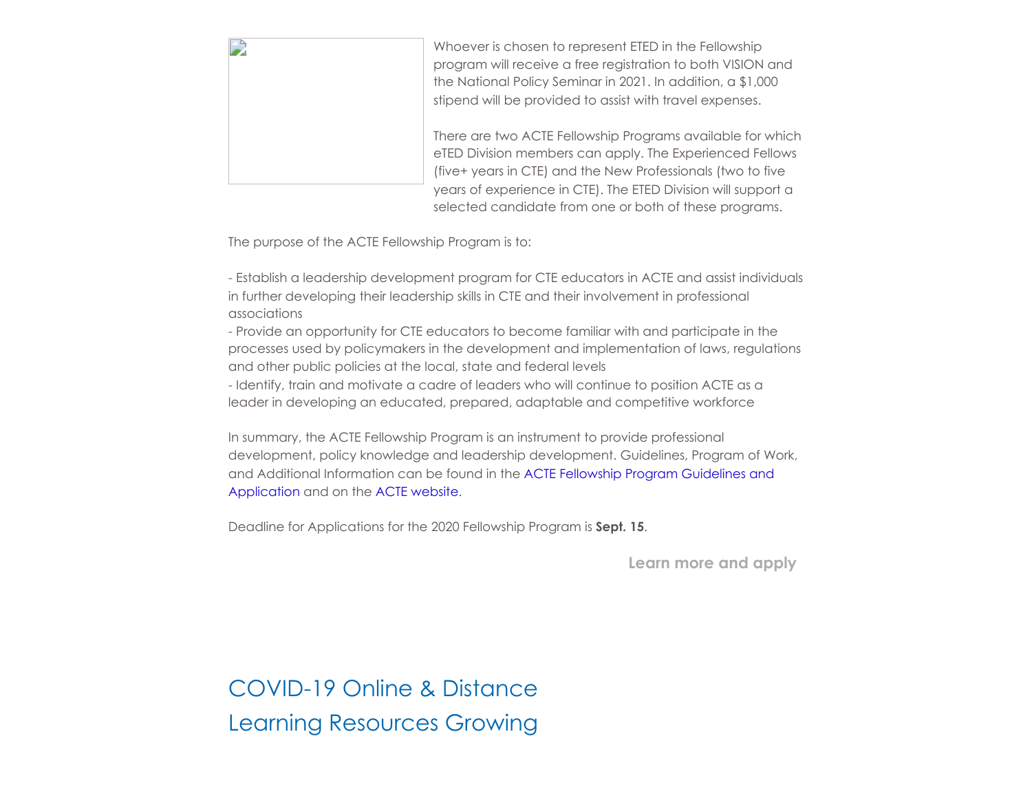Whoever is chosen to represent ETED in the Fellowship program will receive a free registration to both VISION and the National Policy Seminar in 2021. In addition, a $1,000 stipend will be provided to assist with travel expenses.

There are two ACTE Fellowship Programs available for which eTED Division members can apply. The Experienced Fellows (five+ years in CTE) and the New Professionals (two to five years of experience in CTE). The ETED Division will support a selected candidate from one or both of these programs.

The purpose of the ACTE Fellowship Program is to:

- Establish a leadership development program for CTE educators in ACTE and assist individuals in further developing their leadership skills in CTE and their involvement in professional associations
- Provide an opportunity for CTE educators to become familiar with and participate in the processes used by policymakers in the development and implementation of laws, regulations and other public policies at the local, state and federal levels
- Identify, train and motivate a cadre of leaders who will continue to position ACTE as a leader in developing an educated, prepared, adaptable and competitive workforce

In summary, the ACTE Fellowship Program is an instrument to provide professional development, policy knowledge and leadership development. Guidelines, Program of Work, and Additional Information can be found in the ACTE Fellowship Program Guidelines and Application and on the ACTE website.

Deadline for Applications for the 2020 Fellowship Program is **Sept. 15**.

**Learn more and apply**

## COVID-19 Online & Distance Learning Resources Growing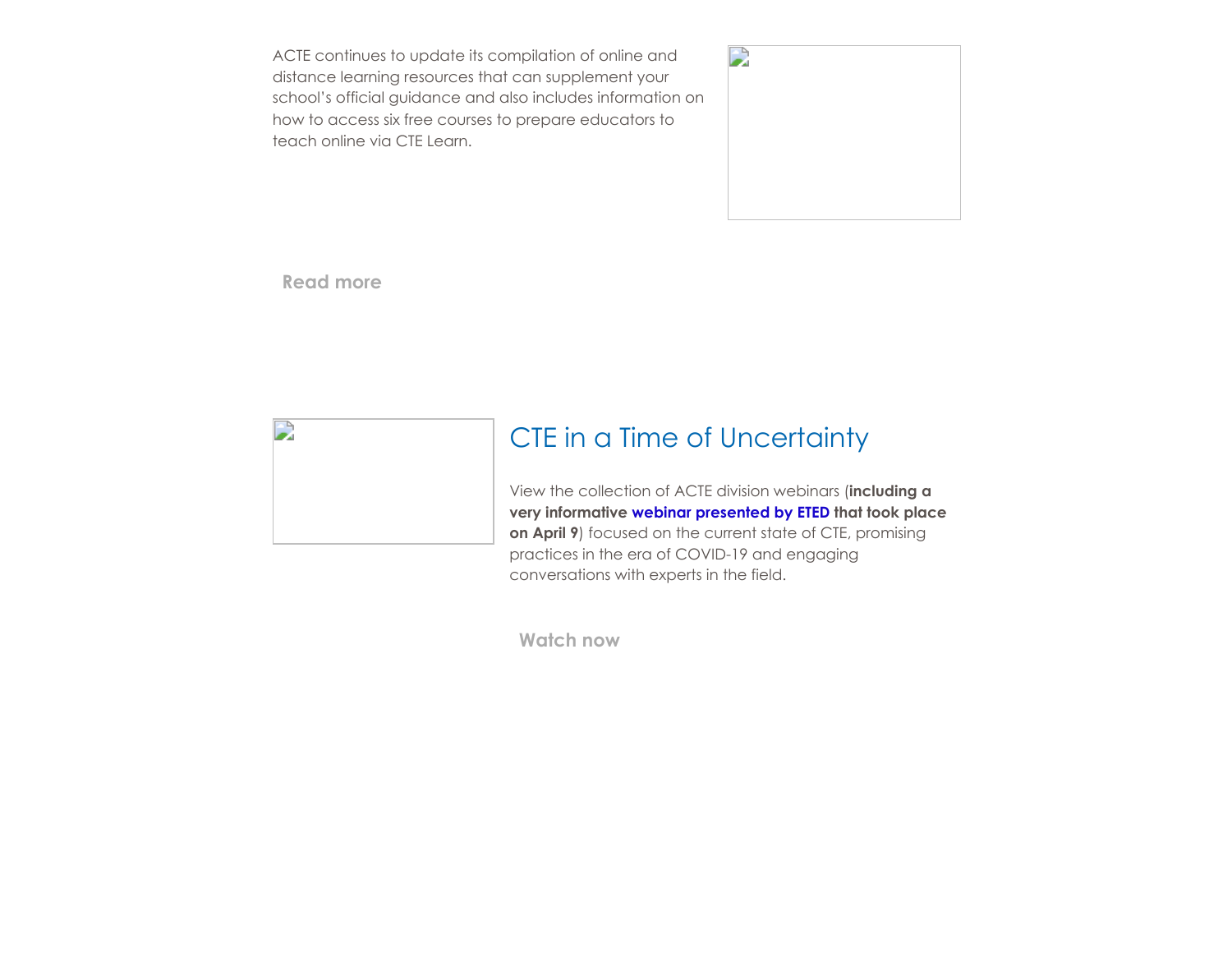ACTE continues to update its compilation of online and distance learning resources that can supplement your school's official guidance and also includes information on how to access six free courses to prepare educators to teach online via CTE Learn.

**Read more**

## CTE in a Time of Uncertainty

View the collection of ACTE division webinars (**including a very informative webinar presented by ETED that took place on April 9**) focused on the current state of CTE, promising practices in the era of COVID-19 and engaging conversations with experts in the field.

**Watch now**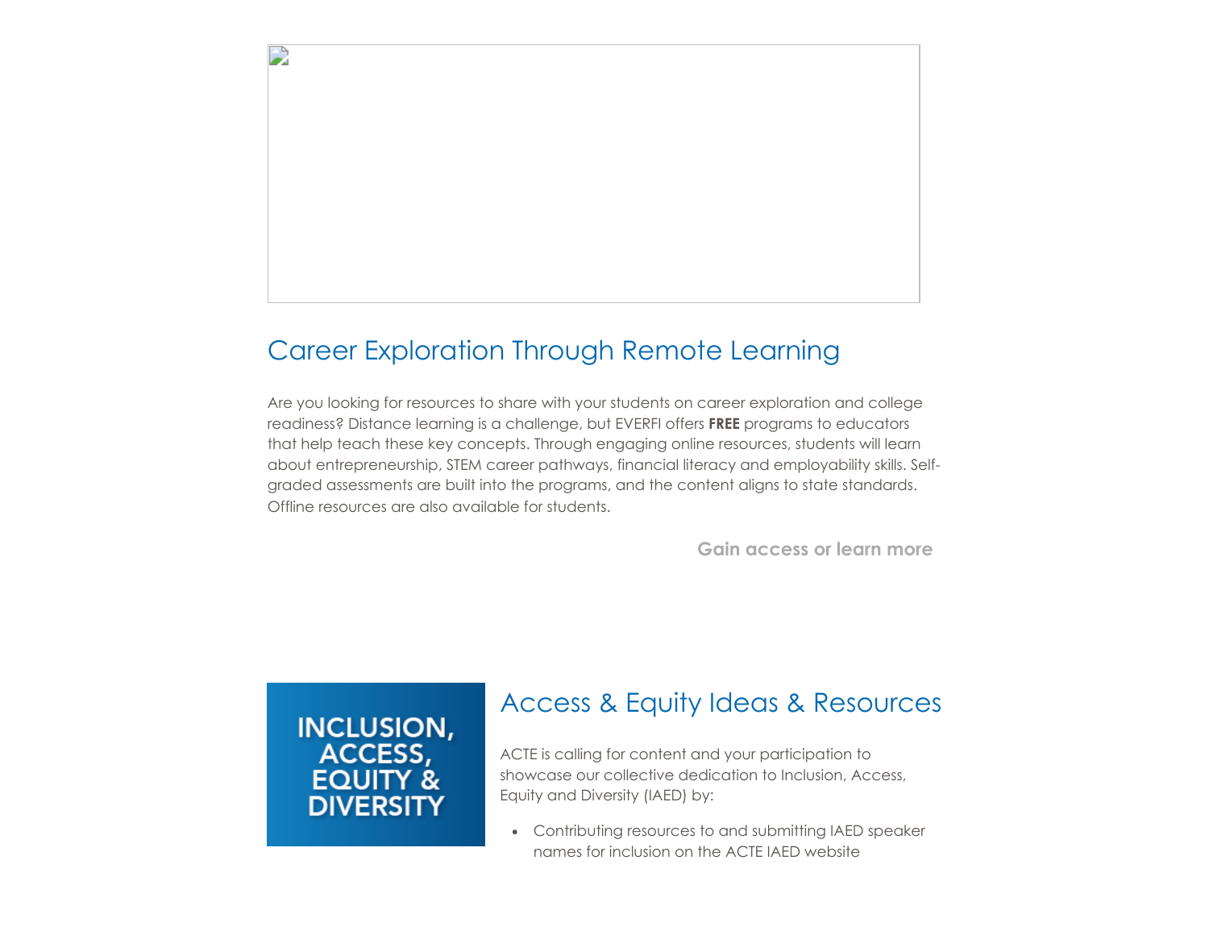## Career Exploration Through Remote Learning

Are you looking for resources to share with your students on career exploration and college readiness? Distance learning is a challenge, but EVERFI offers **FREE** programs to educators that help teach these key concepts. Through engaging online resources, students will learn about entrepreneurship, STEM career pathways, financial literacy and employability skills. Self-graded assessments are built into the programs, and the content aligns to state standards. Offline resources are also available for students.

**Gain access or learn more**

INCLUSION, ACCESS, EQUITY & DIVERSITY

## Access & Equity Ideas & Resources

ACTE is calling for content and your participation to showcase our collective dedication to Inclusion, Access, Equity and Diversity (IAED) by:

- Contributing resources to and submitting IAED speaker names for inclusion on the ACTE IAED website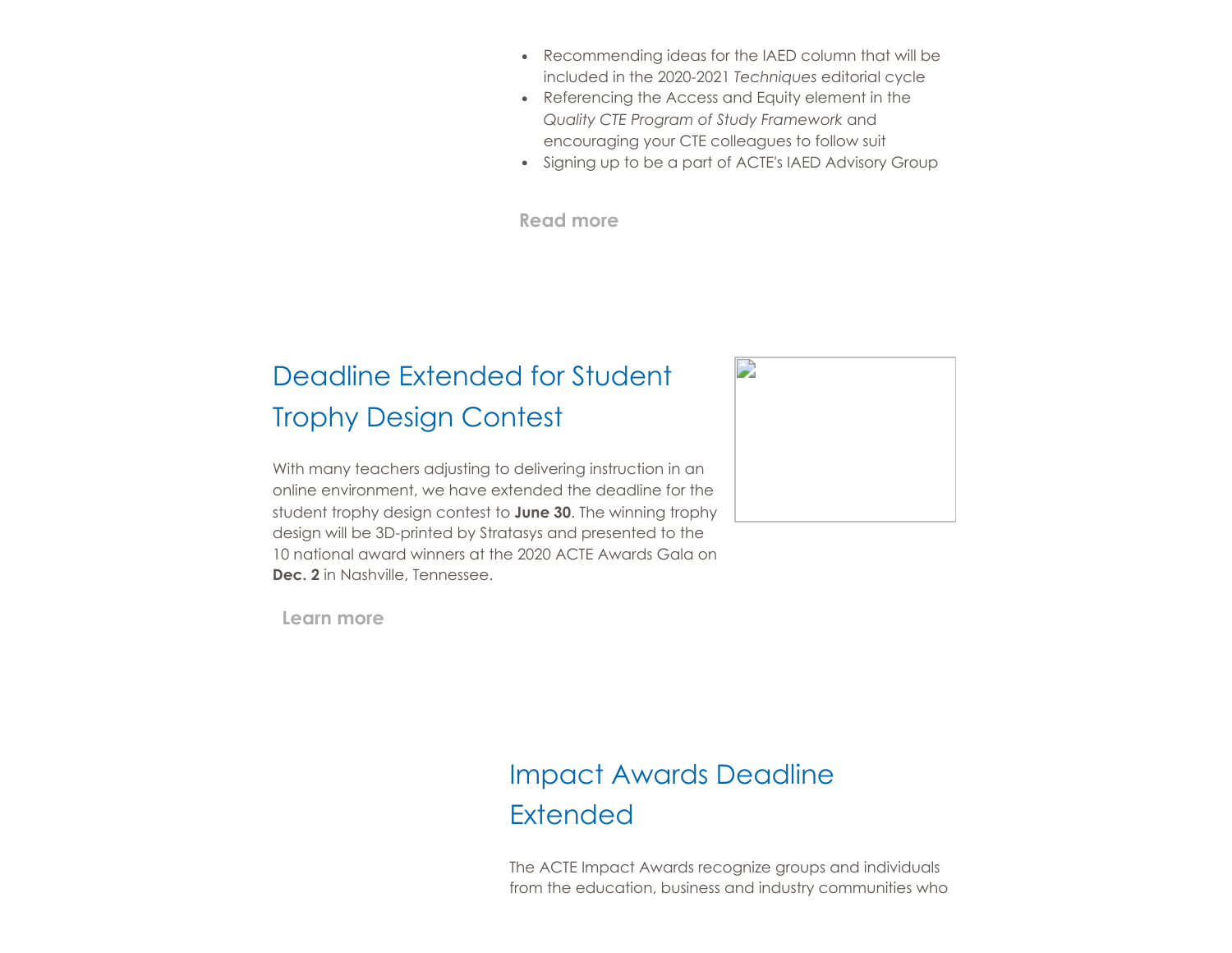- Recommending ideas for the IAED column that will be included in the 2020-2021 *Techniques* editorial cycle
- Referencing the Access and Equity element in the *Quality CTE Program of Study Framework* and encouraging your CTE colleagues to follow suit
- Signing up to be a part of ACTE's IAED Advisory Group

**Read more**

## Deadline Extended for Student Trophy Design Contest

With many teachers adjusting to delivering instruction in an online environment, we have extended the deadline for the student trophy design contest to **June 30**. The winning trophy design will be 3D-printed by Stratasys and presented to the 10 national award winners at the 2020 ACTE Awards Gala on **Dec. 2** in Nashville, Tennessee.

**Learn more**

## Impact Awards Deadline Extended

The ACTE Impact Awards recognize groups and individuals from the education, business and industry communities who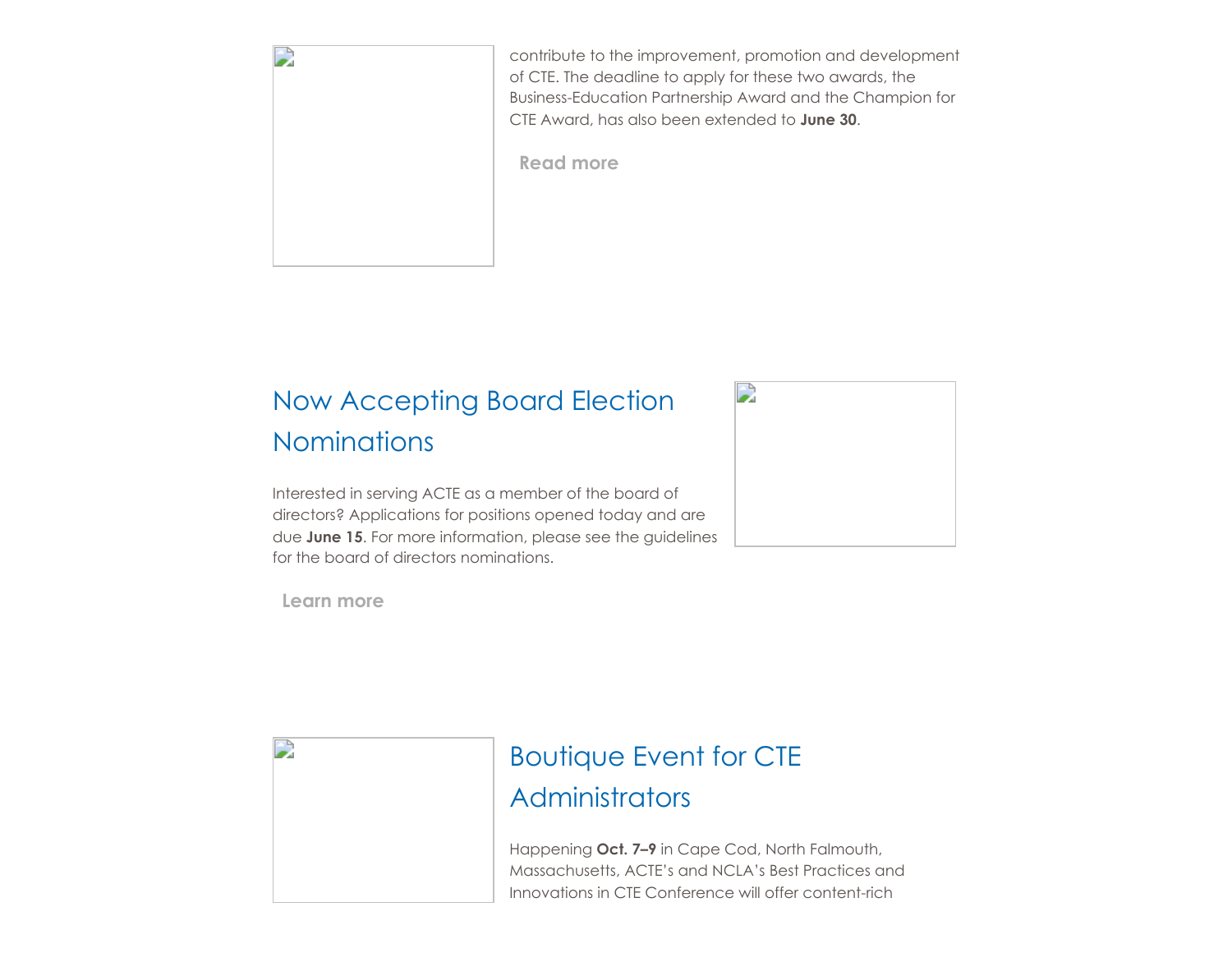contribute to the improvement, promotion and development of CTE. The deadline to apply for these two awards, the Business-Education Partnership Award and the Champion for CTE Award, has also been extended to **June 30**.

Read more

## Now Accepting Board Election Nominations

Interested in serving ACTE as a member of the board of directors? Applications for positions opened today and are due **June 15**. For more information, please see the guidelines for the board of directors nominations.

Learn more

## Boutique Event for CTE Administrators

Happening **Oct. 7–9** in Cape Cod, North Falmouth, Massachusetts, ACTE's and NCLA's Best Practices and Innovations in CTE Conference will offer content-rich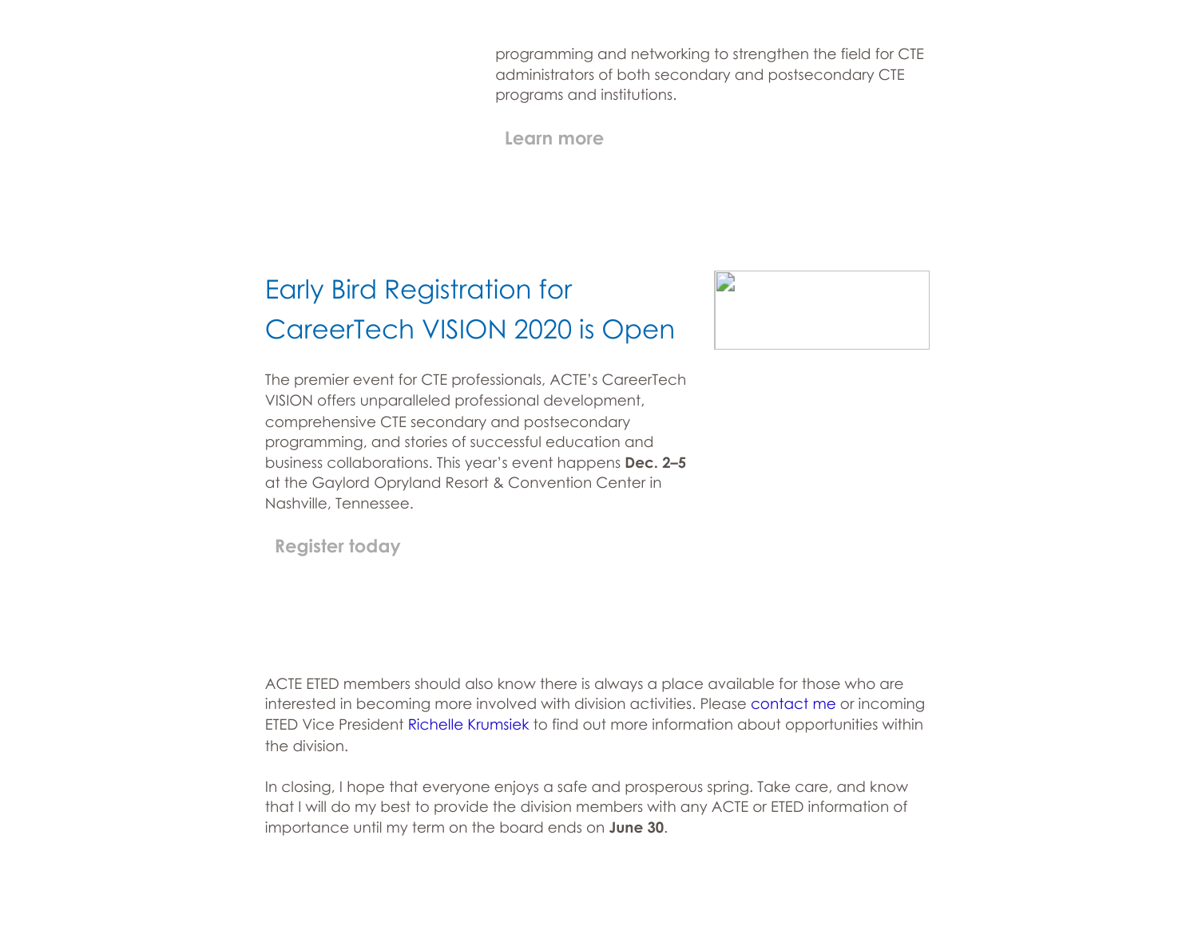programming and networking to strengthen the field for CTE administrators of both secondary and postsecondary CTE programs and institutions.

Learn more

## Early Bird Registration for CareerTech VISION 2020 is Open

The premier event for CTE professionals, ACTE's CareerTech VISION offers unparalleled professional development, comprehensive CTE secondary and postsecondary programming, and stories of successful education and business collaborations. This year's event happens **Dec. 2–5** at the Gaylord Opryland Resort & Convention Center in Nashville, Tennessee.

Register today

ACTE ETED members should also know there is always a place available for those who are interested in becoming more involved with division activities. Please contact me or incoming ETED Vice President Richelle Krumsiek to find out more information about opportunities within the division.

In closing, I hope that everyone enjoys a safe and prosperous spring. Take care, and know that I will do my best to provide the division members with any ACTE or ETED information of importance until my term on the board ends on **June 30**.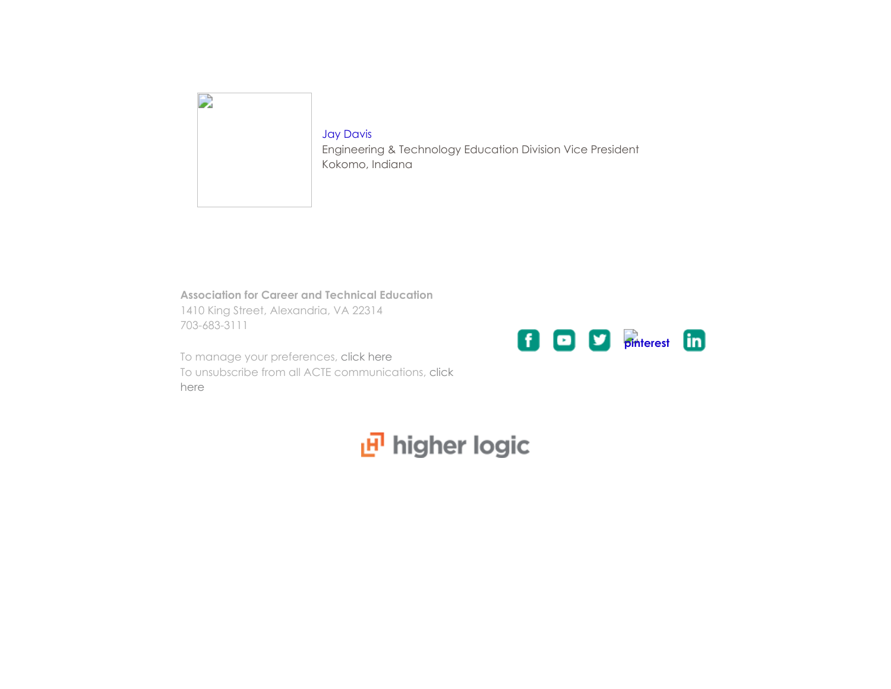Jay Davis
Engineering & Technology Education Division Vice President
Kokomo, Indiana

**Association for Career and Technical Education**
1410 King Street, Alexandria, VA 22314
703-683-3111

To manage your preferences, click here
To unsubscribe from all ACTE communications, click here

pinterest

higher logic